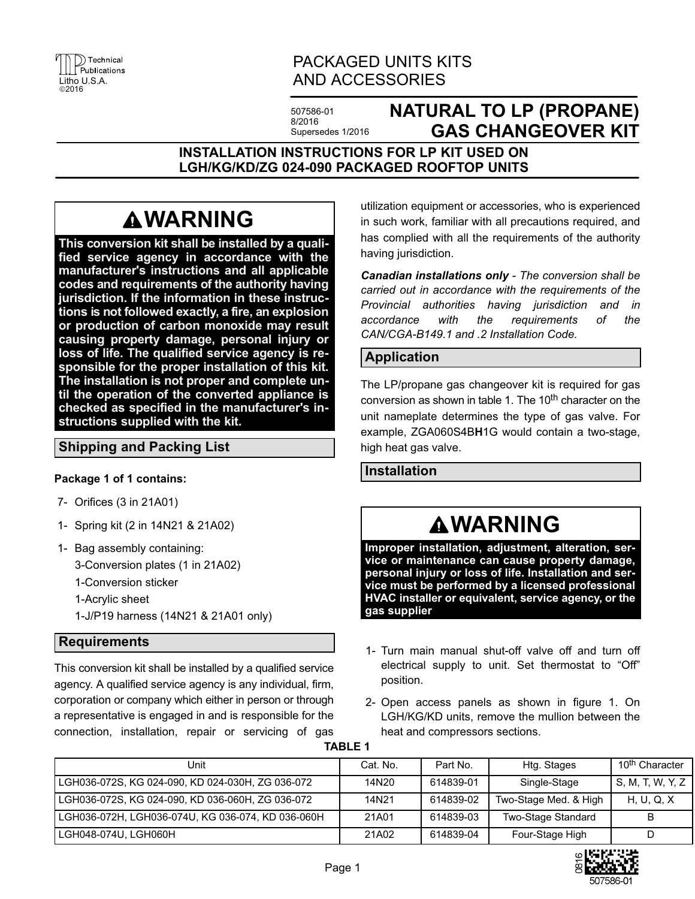Technical Publications
Litho U.S.A.
©2016

# PACKAGED UNITS KITS AND ACCESSORIES

507586-01
8/2016
Supersedes 1/2016

# NATURAL TO LP (PROPANE) GAS CHANGEOVER KIT

## INSTALLATION INSTRUCTIONS FOR LP KIT USED ON LGH/KG/KD/ZG 024-090 PACKAGED ROOFTOP UNITS

> **WARNING**
>
> **This conversion kit shall be installed by a qualified service agency in accordance with the manufacturer's instructions and all applicable codes and requirements of the authority having jurisdiction. If the information in these instructions is not followed exactly, a fire, an explosion or production of carbon monoxide may result causing property damage, personal injury or loss of life. The qualified service agency is responsible for the proper installation of this kit. The installation is not proper and complete until the operation of the converted appliance is checked as specified in the manufacturer's instructions supplied with the kit.**

## Shipping and Packing List

**Package 1 of 1 contains:**

- 7- Orifices (3 in 21A01)
- 1- Spring kit (2 in 14N21 & 21A02)
- 1- Bag assembly containing:
  - 3-Conversion plates (1 in 21A02)
  - 1-Conversion sticker
  - 1-Acrylic sheet
  - 1-J/P19 harness (14N21 & 21A01 only)

## Requirements

This conversion kit shall be installed by a qualified service agency. A qualified service agency is any individual, firm, corporation or company which either in person or through a representative is engaged in and is responsible for the connection, installation, repair or servicing of gas utilization equipment or accessories, who is experienced in such work, familiar with all precautions required, and has complied with all the requirements of the authority having jurisdiction.

***Canadian installations only*** - *The conversion shall be carried out in accordance with the requirements of the Provincial authorities having jurisdiction and in accordance with the requirements of the CAN/CGA-B149.1 and .2 Installation Code.*

## Application

The LP/propane gas changeover kit is required for gas conversion as shown in table 1. The 10th character on the unit nameplate determines the type of gas valve. For example, ZGA060S4B**H**1G would contain a two-stage, high heat gas valve.

## Installation

> **WARNING**
>
> **Improper installation, adjustment, alteration, service or maintenance can cause property damage, personal injury or loss of life. Installation and service must be performed by a licensed professional HVAC installer or equivalent, service agency, or the gas supplier**

1- Turn main manual shut-off valve off and turn off electrical supply to unit. Set thermostat to “Off” position.

2- Open access panels as shown in figure 1. On LGH/KG/KD units, remove the mullion between the heat and compressors sections.

**TABLE 1**

| Unit | Cat. No. | Part No. | Htg. Stages | 10th Character |
| --- | --- | --- | --- | --- |
| LGH036-072S, KG 024-090, KD 024-030H, ZG 036-072 | 14N20 | 614839-01 | Single-Stage | S, M, T, W, Y, Z |
| LGH036-072S, KG 024-090, KD 036-060H, ZG 036-072 | 14N21 | 614839-02 | Two-Stage Med. & High | H, U, Q, X |
| LGH036-072H, LGH036-074U, KG 036-074, KD 036-060H | 21A01 | 614839-03 | Two-Stage Standard | B |
| LGH048-074U, LGH060H | 21A02 | 614839-04 | Four-Stage High | D |

0816
507586-01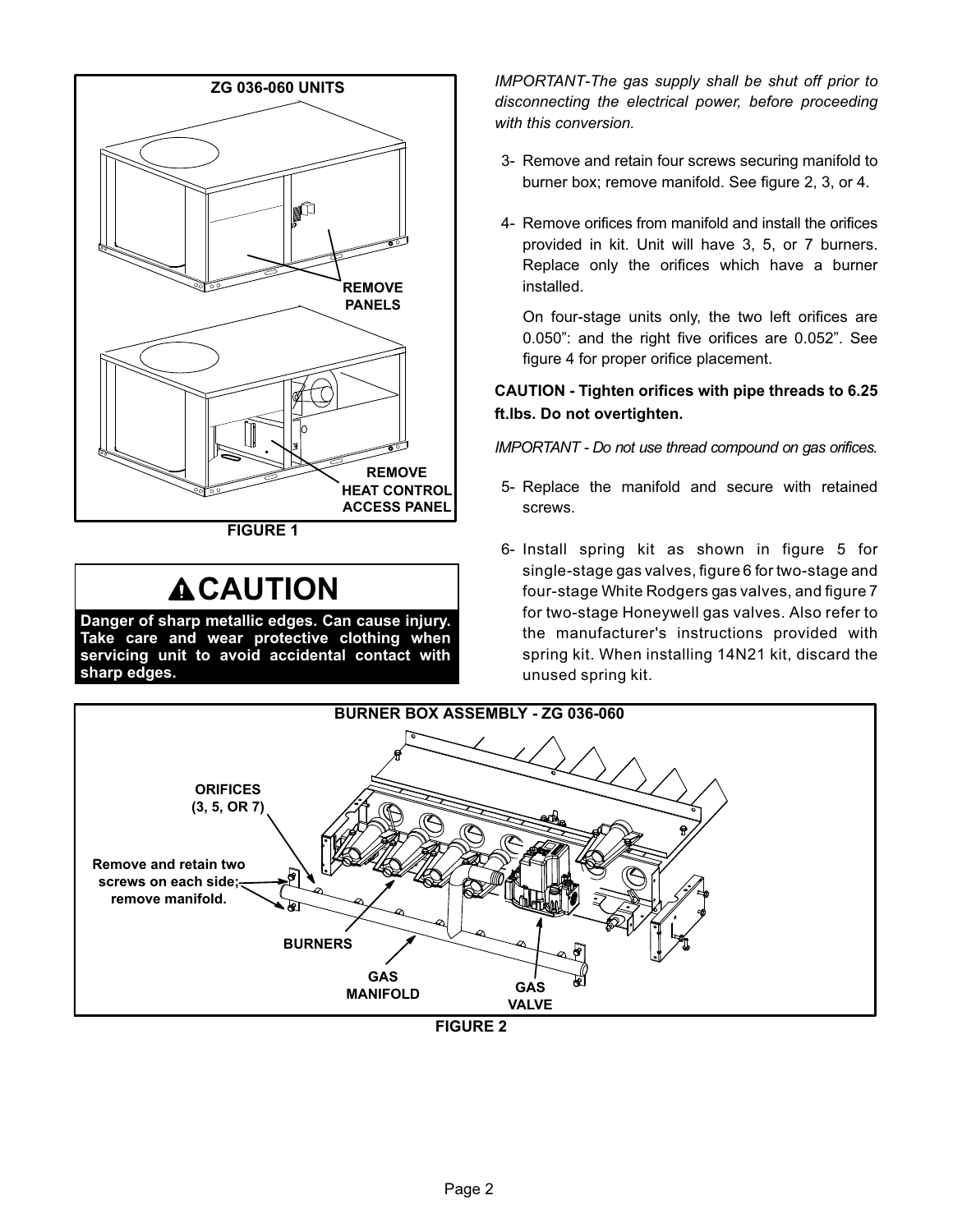**ZG 036-060 UNITS**

REMOVE PANELS

REMOVE HEAT CONTROL ACCESS PANEL

FIGURE 1

## ⚠CAUTION

**Danger of sharp metallic edges. Can cause injury. Take care and wear protective clothing when servicing unit to avoid accidental contact with sharp edges.**

*IMPORTANT-The gas supply shall be shut off prior to disconnecting the electrical power, before proceeding with this conversion.*

3- Remove and retain four screws securing manifold to burner box; remove manifold. See figure 2, 3, or 4.

4- Remove orifices from manifold and install the orifices provided in kit. Unit will have 3, 5, or 7 burners. Replace only the orifices which have a burner installed.

   On four-stage units only, the two left orifices are 0.050": and the right five orifices are 0.052". See figure 4 for proper orifice placement.

**CAUTION - Tighten orifices with pipe threads to 6.25 ft.lbs. Do not overtighten.**

*IMPORTANT - Do not use thread compound on gas orifices.*

5- Replace the manifold and secure with retained screws.

6- Install spring kit as shown in figure 5 for single-stage gas valves, figure 6 for two-stage and four-stage White Rodgers gas valves, and figure 7 for two-stage Honeywell gas valves. Also refer to the manufacturer's instructions provided with spring kit. When installing 14N21 kit, discard the unused spring kit.

**BURNER BOX ASSEMBLY - ZG 036-060**

ORIFICES (3, 5, OR 7)

Remove and retain two screws on each side; remove manifold.

BURNERS

GAS MANIFOLD

GAS VALVE

FIGURE 2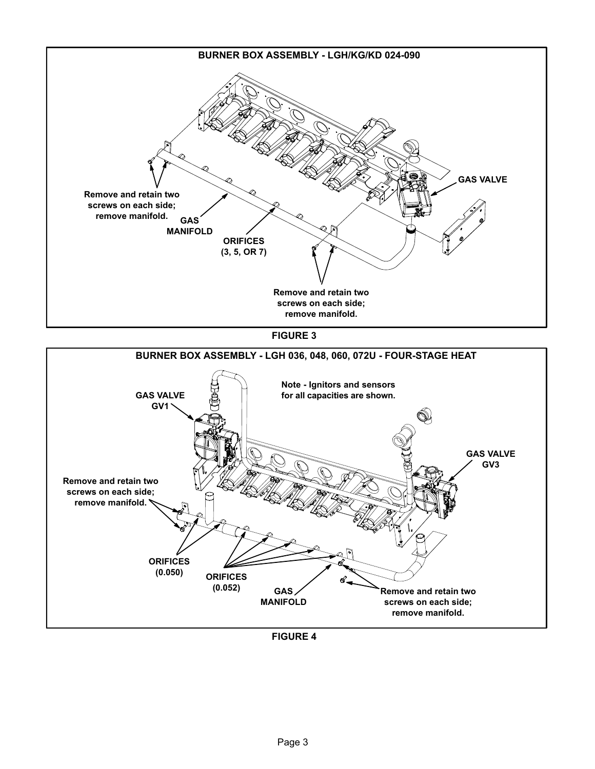**BURNER BOX ASSEMBLY - LGH/KG/KD 024-090**

GAS VALVE

Remove and retain two screws on each side; remove manifold.

GAS MANIFOLD

ORIFICES (3, 5, OR 7)

Remove and retain two screws on each side; remove manifold.

FIGURE 3

**BURNER BOX ASSEMBLY - LGH 036, 048, 060, 072U - FOUR-STAGE HEAT**

Note - Ignitors and sensors for all capacities are shown.

GAS VALVE GV1

GAS VALVE GV3

Remove and retain two screws on each side; remove manifold.

ORIFICES (0.050)

ORIFICES (0.052)

GAS MANIFOLD

Remove and retain two screws on each side; remove manifold.

FIGURE 4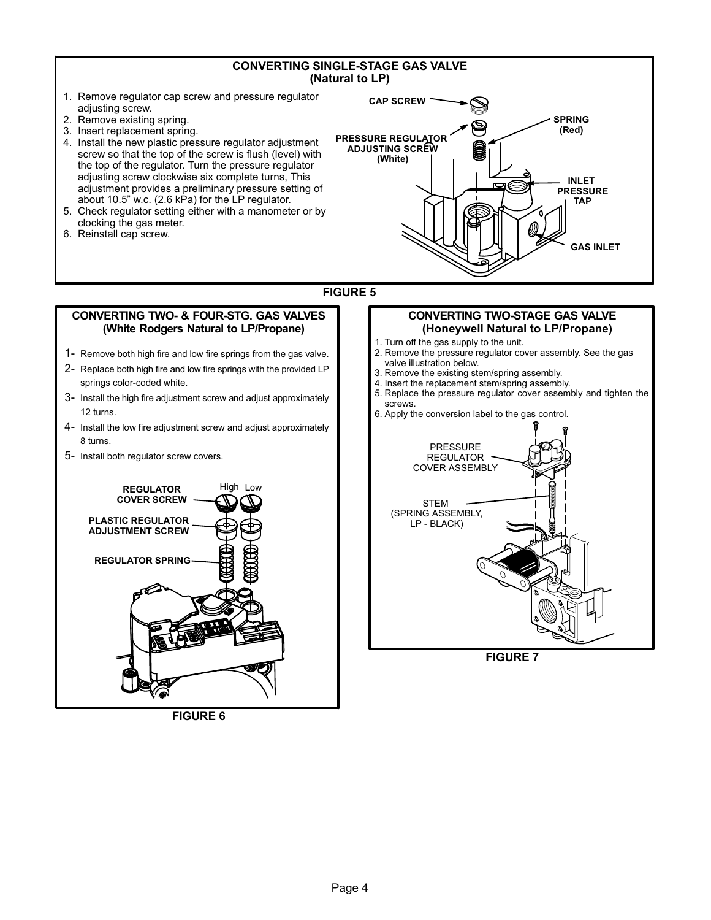## CONVERTING SINGLE-STAGE GAS VALVE (Natural to LP)

1. Remove regulator cap screw and pressure regulator adjusting screw.
2. Remove existing spring.
3. Insert replacement spring.
4. Install the new plastic pressure regulator adjustment screw so that the top of the screw is flush (level) with the top of the regulator. Turn the pressure regulator adjusting screw clockwise six complete turns, This adjustment provides a preliminary pressure setting of about 10.5” w.c. (2.6 kPa) for the LP regulator.
5. Check regulator setting either with a manometer or by clocking the gas meter.
6. Reinstall cap screw.

CAP SCREW

PRESSURE REGULATOR ADJUSTING SCREW (White)

SPRING (Red)

INLET PRESSURE TAP

GAS INLET

FIGURE 5

## CONVERTING TWO- & FOUR-STG. GAS VALVES (White Rodgers Natural to LP/Propane)

1- Remove both high fire and low fire springs from the gas valve.

2- Replace both high fire and low fire springs with the provided LP springs color-coded white.

3- Install the high fire adjustment screw and adjust approximately 12 turns.

4- Install the low fire adjustment screw and adjust approximately 8 turns.

5- Install both regulator screw covers.

High Low

REGULATOR COVER SCREW

PLASTIC REGULATOR ADJUSTMENT SCREW

REGULATOR SPRING

FIGURE 6

## CONVERTING TWO-STAGE GAS VALVE (Honeywell Natural to LP/Propane)

1. Turn off the gas supply to the unit.
2. Remove the pressure regulator cover assembly. See the gas valve illustration below.
3. Remove the existing stem/spring assembly.
4. Insert the replacement stem/spring assembly.
5. Replace the pressure regulator cover assembly and tighten the screws.
6. Apply the conversion label to the gas control.

PRESSURE REGULATOR COVER ASSEMBLY

STEM (SPRING ASSEMBLY, LP - BLACK)

FIGURE 7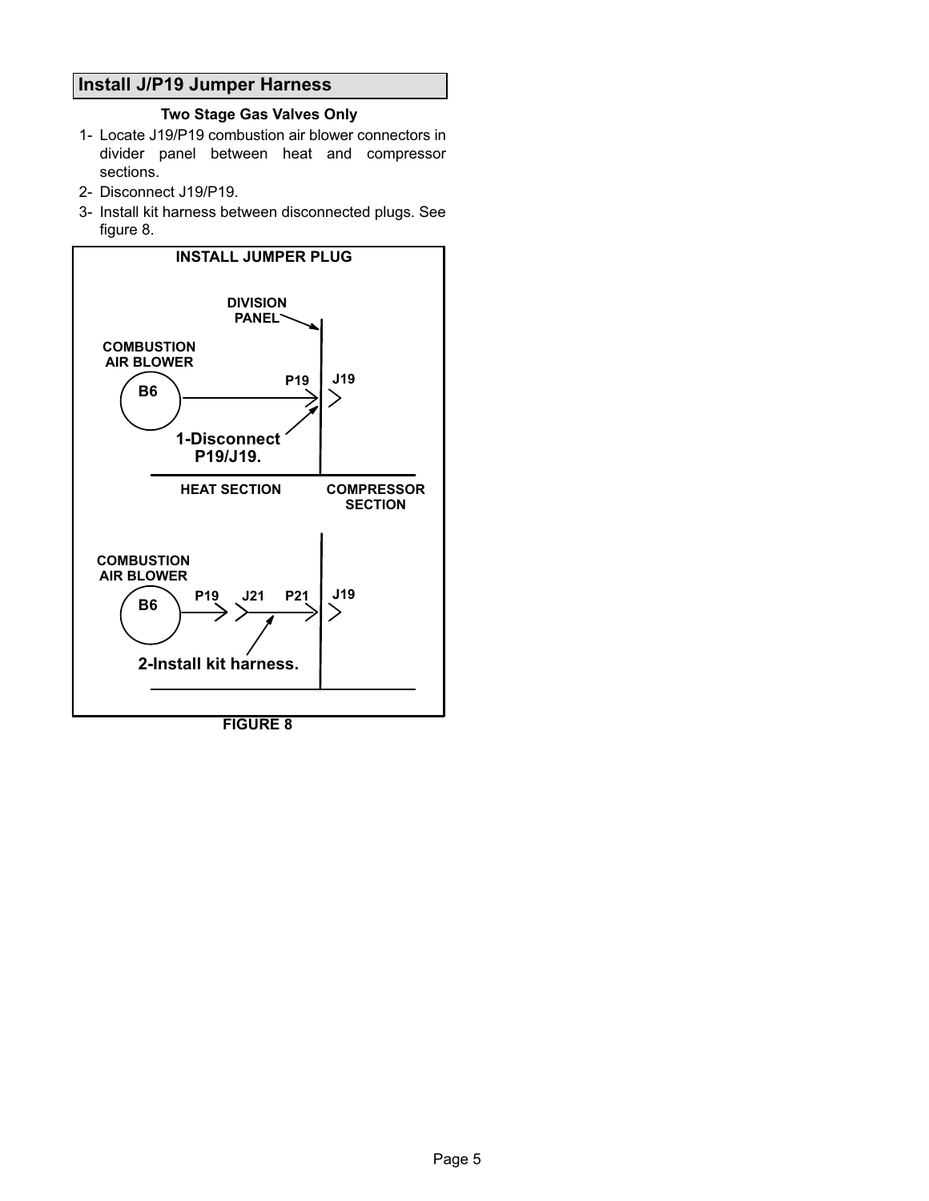## Install J/P19 Jumper Harness

**Two Stage Gas Valves Only**

1- Locate J19/P19 combustion air blower connectors in divider panel between heat and compressor sections.

2- Disconnect J19/P19.

3- Install kit harness between disconnected plugs. See figure 8.

**INSTALL JUMPER PLUG**

DIVISION PANEL

COMBUSTION AIR BLOWER

B6

P19 J19

1-Disconnect P19/J19.

HEAT SECTION COMPRESSOR SECTION

COMBUSTION AIR BLOWER

B6

P19 J21 P21 J19

2-Install kit harness.

**FIGURE 8**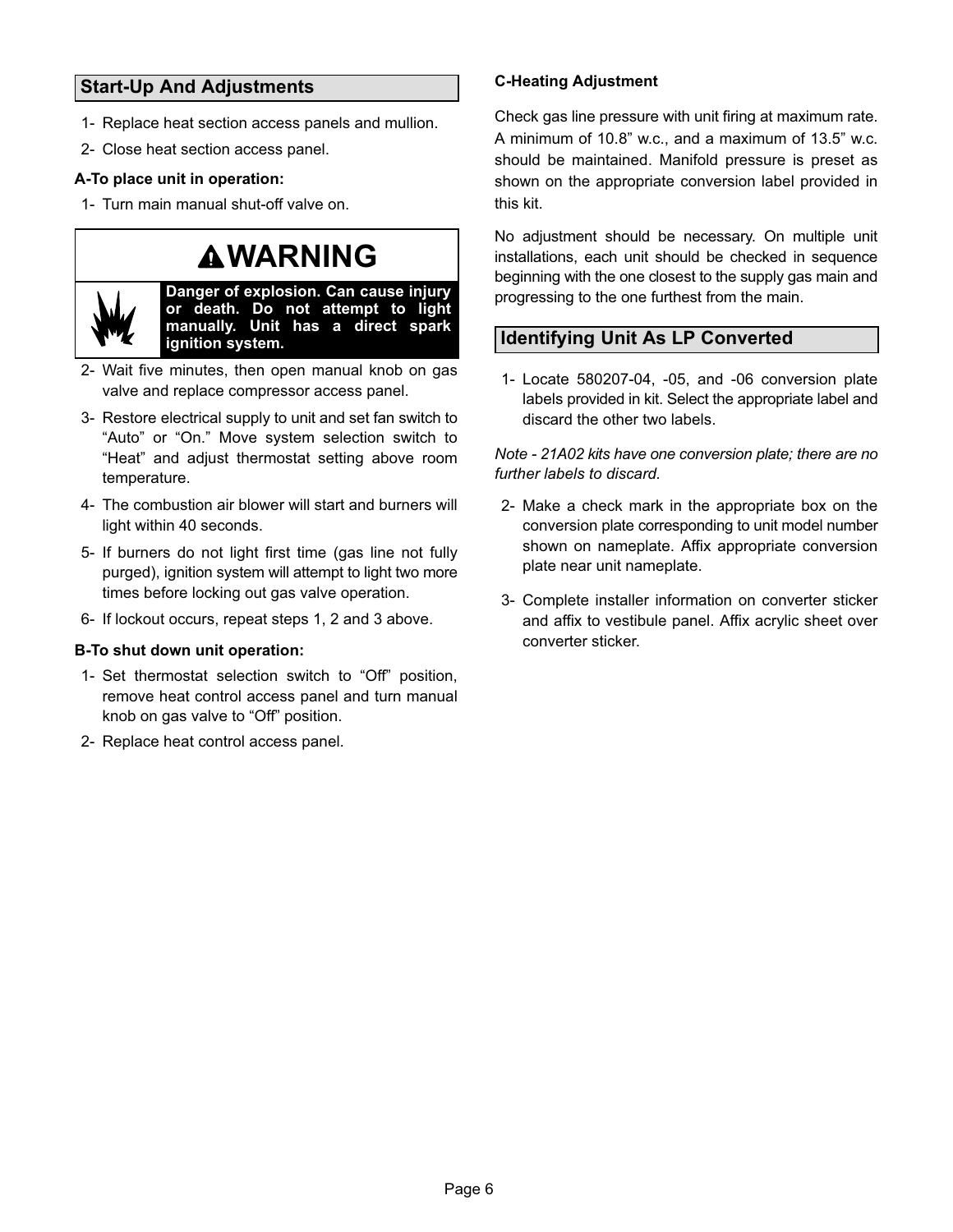## Start-Up And Adjustments

1- Replace heat section access panels and mullion.

2- Close heat section access panel.

**A-To place unit in operation:**

1- Turn main manual shut-off valve on.

> **⚠WARNING**
>
> **Danger of explosion. Can cause injury or death. Do not attempt to light manually. Unit has a direct spark ignition system.**

2- Wait five minutes, then open manual knob on gas valve and replace compressor access panel.

3- Restore electrical supply to unit and set fan switch to “Auto” or “On.” Move system selection switch to “Heat” and adjust thermostat setting above room temperature.

4- The combustion air blower will start and burners will light within 40 seconds.

5- If burners do not light first time (gas line not fully purged), ignition system will attempt to light two more times before locking out gas valve operation.

6- If lockout occurs, repeat steps 1, 2 and 3 above.

**B-To shut down unit operation:**

1- Set thermostat selection switch to “Off” position, remove heat control access panel and turn manual knob on gas valve to “Off” position.

2- Replace heat control access panel.

**C-Heating Adjustment**

Check gas line pressure with unit firing at maximum rate. A minimum of 10.8” w.c., and a maximum of 13.5” w.c. should be maintained. Manifold pressure is preset as shown on the appropriate conversion label provided in this kit.

No adjustment should be necessary. On multiple unit installations, each unit should be checked in sequence beginning with the one closest to the supply gas main and progressing to the one furthest from the main.

## Identifying Unit As LP Converted

1- Locate 580207-04, -05, and -06 conversion plate labels provided in kit. Select the appropriate label and discard the other two labels.

*Note - 21A02 kits have one conversion plate; there are no further labels to discard.*

2- Make a check mark in the appropriate box on the conversion plate corresponding to unit model number shown on nameplate. Affix appropriate conversion plate near unit nameplate.

3- Complete installer information on converter sticker and affix to vestibule panel. Affix acrylic sheet over converter sticker.